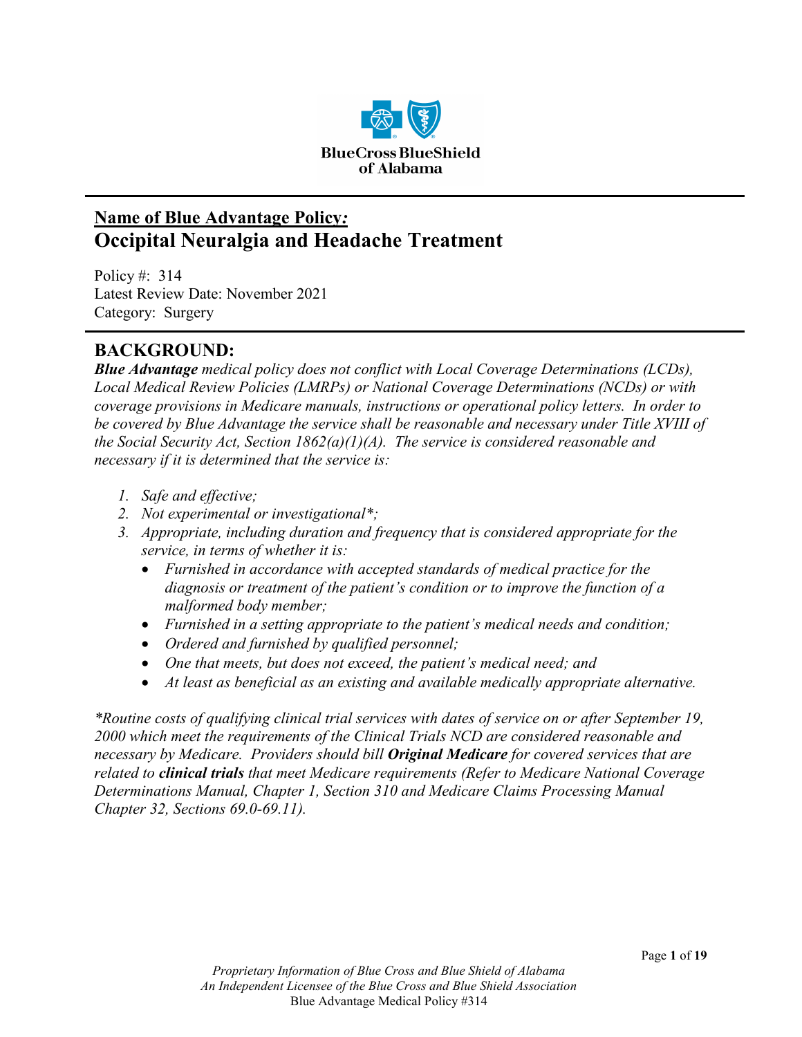BlueCross BlueShield of Alabama

## Name of Blue Advantage Policy:
# Occipital Neuralgia and Headache Treatment

Policy #: 314
Latest Review Date: November 2021
Category: Surgery

## BACKGROUND:

***Blue Advantage*** *medical policy does not conflict with Local Coverage Determinations (LCDs), Local Medical Review Policies (LMRPs) or National Coverage Determinations (NCDs) or with coverage provisions in Medicare manuals, instructions or operational policy letters. In order to be covered by Blue Advantage the service shall be reasonable and necessary under Title XVIII of the Social Security Act, Section 1862(a)(1)(A). The service is considered reasonable and necessary if it is determined that the service is:*

1. *Safe and effective;*
2. *Not experimental or investigational\*;*
3. *Appropriate, including duration and frequency that is considered appropriate for the service, in terms of whether it is:*
   - *Furnished in accordance with accepted standards of medical practice for the diagnosis or treatment of the patient's condition or to improve the function of a malformed body member;*
   - *Furnished in a setting appropriate to the patient's medical needs and condition;*
   - *Ordered and furnished by qualified personnel;*
   - *One that meets, but does not exceed, the patient's medical need; and*
   - *At least as beneficial as an existing and available medically appropriate alternative.*

*\*Routine costs of qualifying clinical trial services with dates of service on or after September 19, 2000 which meet the requirements of the Clinical Trials NCD are considered reasonable and necessary by Medicare. Providers should bill* ***Original Medicare*** *for covered services that are related to* ***clinical trials*** *that meet Medicare requirements (Refer to Medicare National Coverage Determinations Manual, Chapter 1, Section 310 and Medicare Claims Processing Manual Chapter 32, Sections 69.0-69.11).*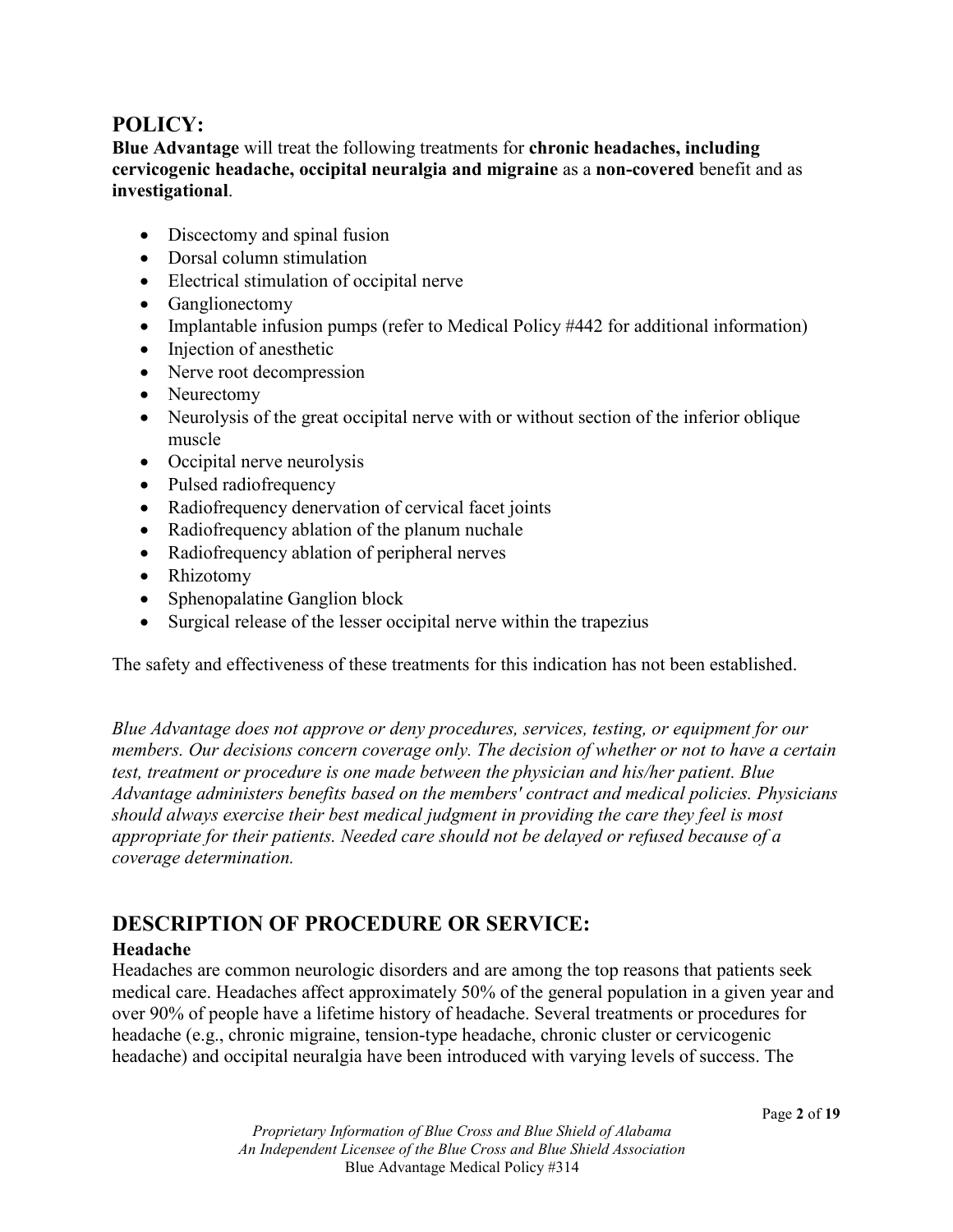## POLICY:

**Blue Advantage** will treat the following treatments for **chronic headaches, including cervicogenic headache, occipital neuralgia and migraine** as a **non-covered** benefit and as **investigational**.

- Discectomy and spinal fusion
- Dorsal column stimulation
- Electrical stimulation of occipital nerve
- Ganglionectomy
- Implantable infusion pumps (refer to Medical Policy #442 for additional information)
- Injection of anesthetic
- Nerve root decompression
- Neurectomy
- Neurolysis of the great occipital nerve with or without section of the inferior oblique muscle
- Occipital nerve neurolysis
- Pulsed radiofrequency
- Radiofrequency denervation of cervical facet joints
- Radiofrequency ablation of the planum nuchale
- Radiofrequency ablation of peripheral nerves
- Rhizotomy
- Sphenopalatine Ganglion block
- Surgical release of the lesser occipital nerve within the trapezius

The safety and effectiveness of these treatments for this indication has not been established.

*Blue Advantage does not approve or deny procedures, services, testing, or equipment for our members. Our decisions concern coverage only. The decision of whether or not to have a certain test, treatment or procedure is one made between the physician and his/her patient. Blue Advantage administers benefits based on the members' contract and medical policies. Physicians should always exercise their best medical judgment in providing the care they feel is most appropriate for their patients. Needed care should not be delayed or refused because of a coverage determination.*

## DESCRIPTION OF PROCEDURE OR SERVICE:

### Headache

Headaches are common neurologic disorders and are among the top reasons that patients seek medical care. Headaches affect approximately 50% of the general population in a given year and over 90% of people have a lifetime history of headache. Several treatments or procedures for headache (e.g., chronic migraine, tension-type headache, chronic cluster or cervicogenic headache) and occipital neuralgia have been introduced with varying levels of success. The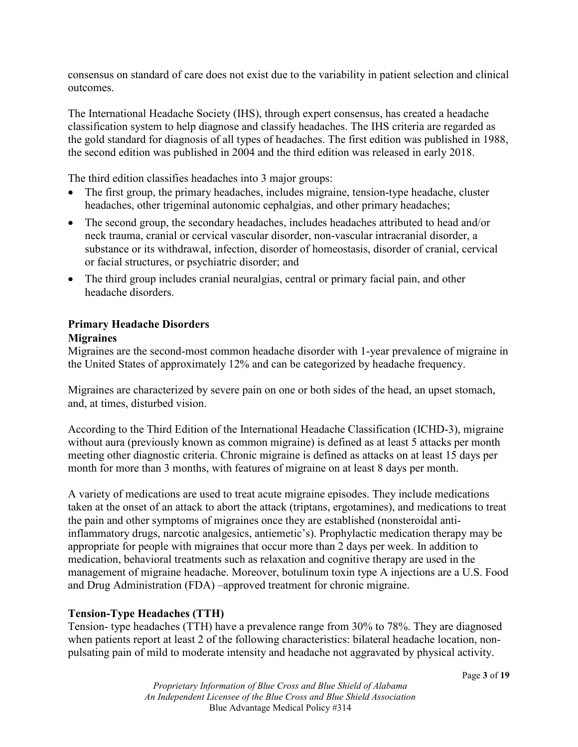consensus on standard of care does not exist due to the variability in patient selection and clinical outcomes.

The International Headache Society (IHS), through expert consensus, has created a headache classification system to help diagnose and classify headaches. The IHS criteria are regarded as the gold standard for diagnosis of all types of headaches. The first edition was published in 1988, the second edition was published in 2004 and the third edition was released in early 2018.

The third edition classifies headaches into 3 major groups:

- The first group, the primary headaches, includes migraine, tension-type headache, cluster headaches, other trigeminal autonomic cephalgias, and other primary headaches;
- The second group, the secondary headaches, includes headaches attributed to head and/or neck trauma, cranial or cervical vascular disorder, non-vascular intracranial disorder, a substance or its withdrawal, infection, disorder of homeostasis, disorder of cranial, cervical or facial structures, or psychiatric disorder; and
- The third group includes cranial neuralgias, central or primary facial pain, and other headache disorders.

## Primary Headache Disorders

### Migraines

Migraines are the second-most common headache disorder with 1-year prevalence of migraine in the United States of approximately 12% and can be categorized by headache frequency.

Migraines are characterized by severe pain on one or both sides of the head, an upset stomach, and, at times, disturbed vision.

According to the Third Edition of the International Headache Classification (ICHD-3), migraine without aura (previously known as common migraine) is defined as at least 5 attacks per month meeting other diagnostic criteria. Chronic migraine is defined as attacks on at least 15 days per month for more than 3 months, with features of migraine on at least 8 days per month.

A variety of medications are used to treat acute migraine episodes. They include medications taken at the onset of an attack to abort the attack (triptans, ergotamines), and medications to treat the pain and other symptoms of migraines once they are established (nonsteroidal anti-inflammatory drugs, narcotic analgesics, antiemetic's). Prophylactic medication therapy may be appropriate for people with migraines that occur more than 2 days per week. In addition to medication, behavioral treatments such as relaxation and cognitive therapy are used in the management of migraine headache. Moreover, botulinum toxin type A injections are a U.S. Food and Drug Administration (FDA) –approved treatment for chronic migraine.

### Tension-Type Headaches (TTH)

Tension- type headaches (TTH) have a prevalence range from 30% to 78%. They are diagnosed when patients report at least 2 of the following characteristics: bilateral headache location, non-pulsating pain of mild to moderate intensity and headache not aggravated by physical activity.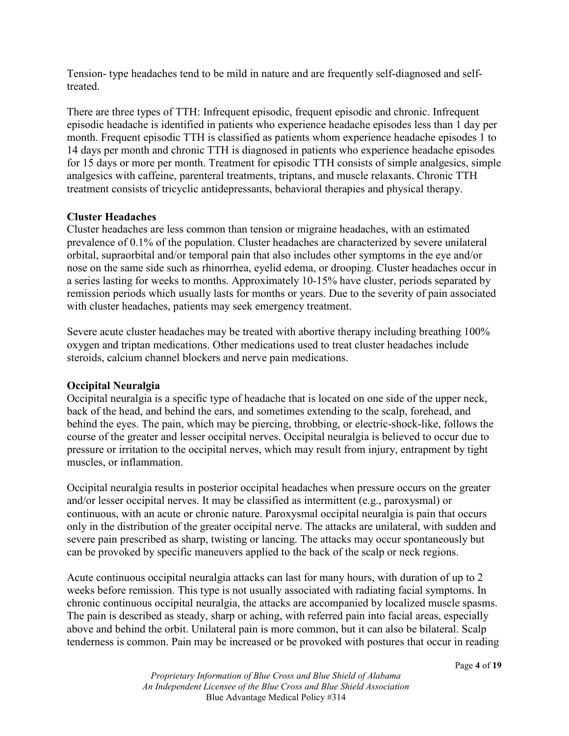Tension- type headaches tend to be mild in nature and are frequently self-diagnosed and self-treated.

There are three types of TTH: Infrequent episodic, frequent episodic and chronic. Infrequent episodic headache is identified in patients who experience headache episodes less than 1 day per month. Frequent episodic TTH is classified as patients whom experience headache episodes 1 to 14 days per month and chronic TTH is diagnosed in patients who experience headache episodes for 15 days or more per month. Treatment for episodic TTH consists of simple analgesics, simple analgesics with caffeine, parenteral treatments, triptans, and muscle relaxants. Chronic TTH treatment consists of tricyclic antidepressants, behavioral therapies and physical therapy.

**Cluster Headaches**

Cluster headaches are less common than tension or migraine headaches, with an estimated prevalence of 0.1% of the population. Cluster headaches are characterized by severe unilateral orbital, supraorbital and/or temporal pain that also includes other symptoms in the eye and/or nose on the same side such as rhinorrhea, eyelid edema, or drooping. Cluster headaches occur in a series lasting for weeks to months. Approximately 10-15% have cluster, periods separated by remission periods which usually lasts for months or years. Due to the severity of pain associated with cluster headaches, patients may seek emergency treatment.

Severe acute cluster headaches may be treated with abortive therapy including breathing 100% oxygen and triptan medications. Other medications used to treat cluster headaches include steroids, calcium channel blockers and nerve pain medications.

**Occipital Neuralgia**

Occipital neuralgia is a specific type of headache that is located on one side of the upper neck, back of the head, and behind the ears, and sometimes extending to the scalp, forehead, and behind the eyes. The pain, which may be piercing, throbbing, or electric-shock-like, follows the course of the greater and lesser occipital nerves. Occipital neuralgia is believed to occur due to pressure or irritation to the occipital nerves, which may result from injury, entrapment by tight muscles, or inflammation.

Occipital neuralgia results in posterior occipital headaches when pressure occurs on the greater and/or lesser occipital nerves. It may be classified as intermittent (e.g., paroxysmal) or continuous, with an acute or chronic nature. Paroxysmal occipital neuralgia is pain that occurs only in the distribution of the greater occipital nerve. The attacks are unilateral, with sudden and severe pain prescribed as sharp, twisting or lancing. The attacks may occur spontaneously but can be provoked by specific maneuvers applied to the back of the scalp or neck regions.

Acute continuous occipital neuralgia attacks can last for many hours, with duration of up to 2 weeks before remission. This type is not usually associated with radiating facial symptoms. In chronic continuous occipital neuralgia, the attacks are accompanied by localized muscle spasms. The pain is described as steady, sharp or aching, with referred pain into facial areas, especially above and behind the orbit. Unilateral pain is more common, but it can also be bilateral. Scalp tenderness is common. Pain may be increased or be provoked with postures that occur in reading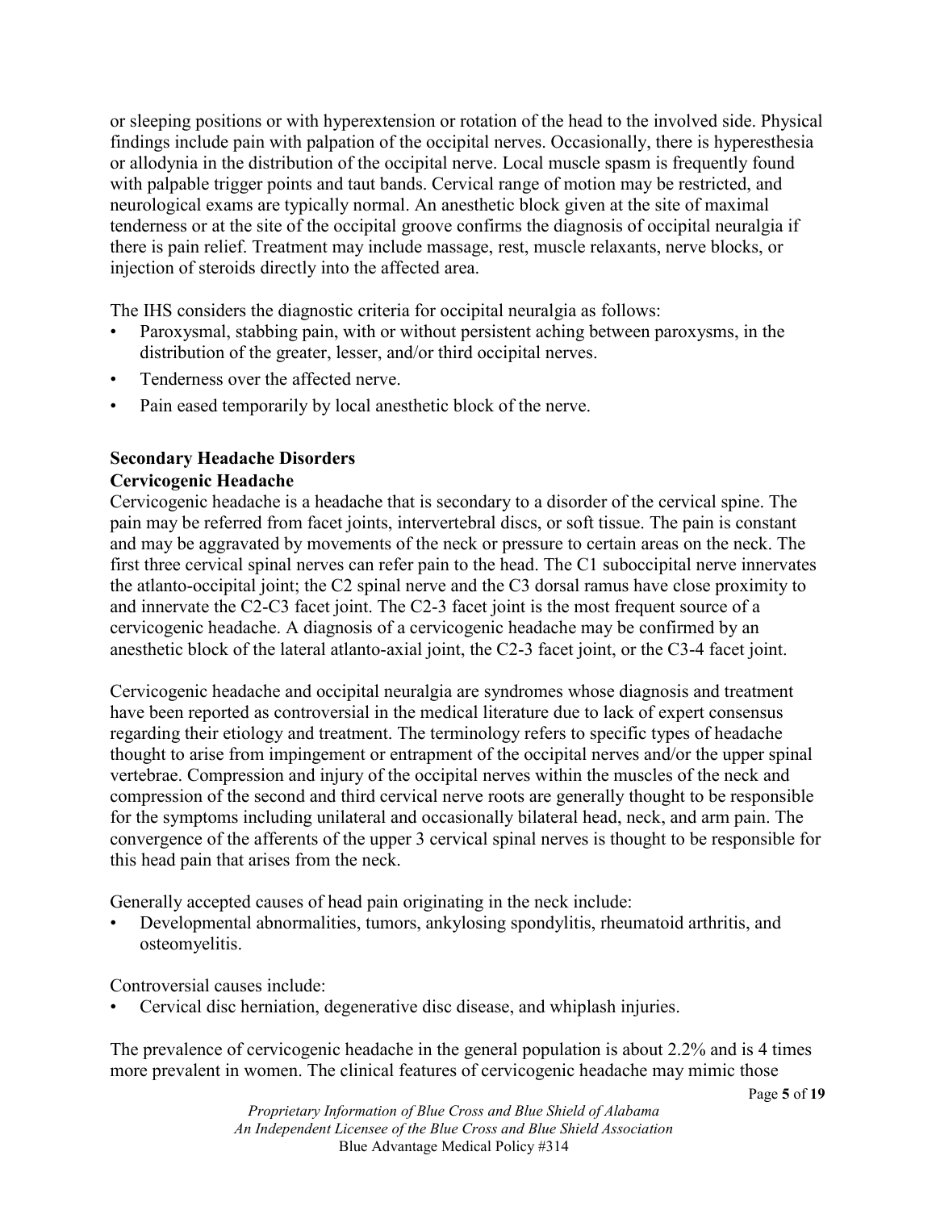or sleeping positions or with hyperextension or rotation of the head to the involved side. Physical findings include pain with palpation of the occipital nerves. Occasionally, there is hyperesthesia or allodynia in the distribution of the occipital nerve. Local muscle spasm is frequently found with palpable trigger points and taut bands. Cervical range of motion may be restricted, and neurological exams are typically normal. An anesthetic block given at the site of maximal tenderness or at the site of the occipital groove confirms the diagnosis of occipital neuralgia if there is pain relief. Treatment may include massage, rest, muscle relaxants, nerve blocks, or injection of steroids directly into the affected area.

The IHS considers the diagnostic criteria for occipital neuralgia as follows:

- Paroxysmal, stabbing pain, with or without persistent aching between paroxysms, in the distribution of the greater, lesser, and/or third occipital nerves.
- Tenderness over the affected nerve.
- Pain eased temporarily by local anesthetic block of the nerve.

## Secondary Headache Disorders

### Cervicogenic Headache

Cervicogenic headache is a headache that is secondary to a disorder of the cervical spine. The pain may be referred from facet joints, intervertebral discs, or soft tissue. The pain is constant and may be aggravated by movements of the neck or pressure to certain areas on the neck. The first three cervical spinal nerves can refer pain to the head. The C1 suboccipital nerve innervates the atlanto-occipital joint; the C2 spinal nerve and the C3 dorsal ramus have close proximity to and innervate the C2-C3 facet joint. The C2-3 facet joint is the most frequent source of a cervicogenic headache. A diagnosis of a cervicogenic headache may be confirmed by an anesthetic block of the lateral atlanto-axial joint, the C2-3 facet joint, or the C3-4 facet joint.

Cervicogenic headache and occipital neuralgia are syndromes whose diagnosis and treatment have been reported as controversial in the medical literature due to lack of expert consensus regarding their etiology and treatment. The terminology refers to specific types of headache thought to arise from impingement or entrapment of the occipital nerves and/or the upper spinal vertebrae. Compression and injury of the occipital nerves within the muscles of the neck and compression of the second and third cervical nerve roots are generally thought to be responsible for the symptoms including unilateral and occasionally bilateral head, neck, and arm pain. The convergence of the afferents of the upper 3 cervical spinal nerves is thought to be responsible for this head pain that arises from the neck.

Generally accepted causes of head pain originating in the neck include:

- Developmental abnormalities, tumors, ankylosing spondylitis, rheumatoid arthritis, and osteomyelitis.

Controversial causes include:

- Cervical disc herniation, degenerative disc disease, and whiplash injuries.

The prevalence of cervicogenic headache in the general population is about 2.2% and is 4 times more prevalent in women. The clinical features of cervicogenic headache may mimic those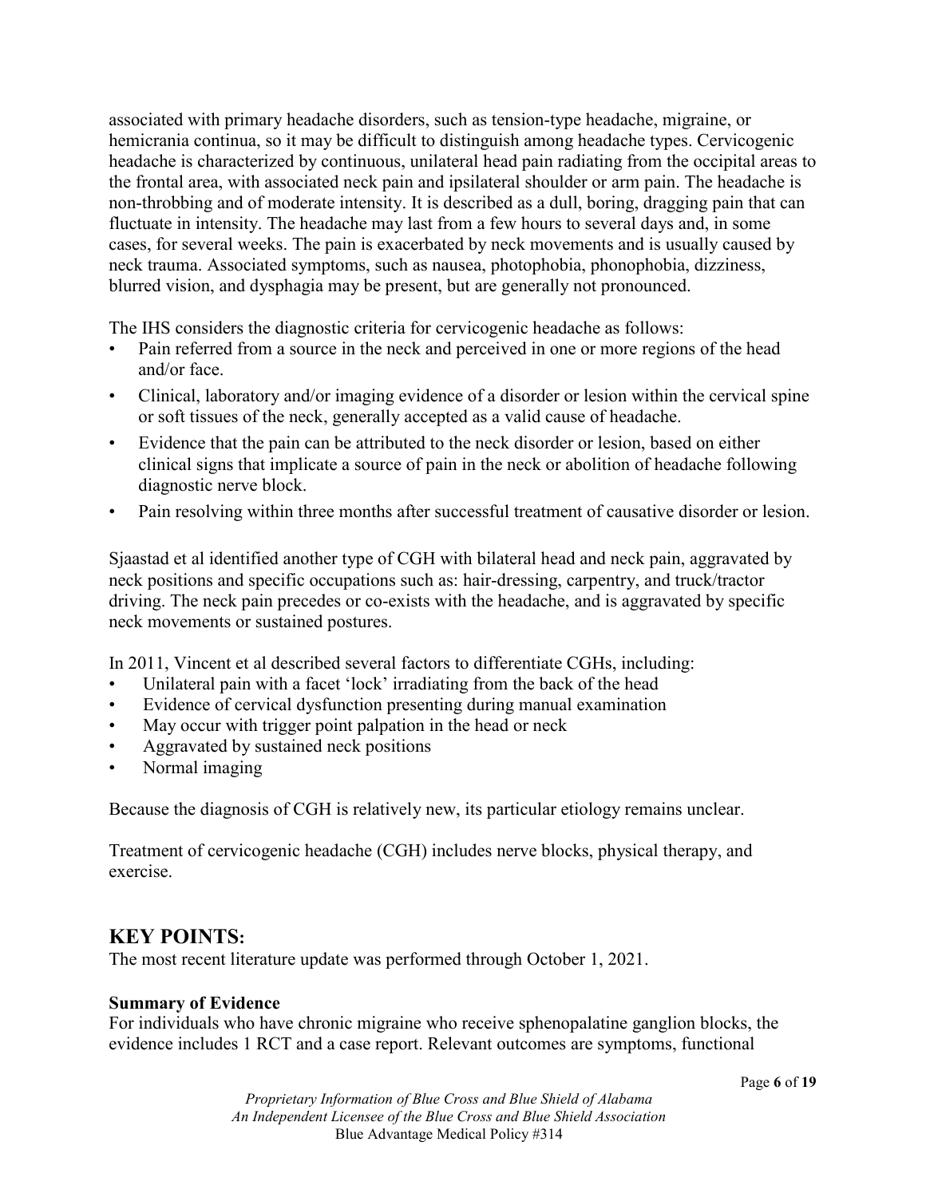associated with primary headache disorders, such as tension-type headache, migraine, or hemicrania continua, so it may be difficult to distinguish among headache types. Cervicogenic headache is characterized by continuous, unilateral head pain radiating from the occipital areas to the frontal area, with associated neck pain and ipsilateral shoulder or arm pain. The headache is non-throbbing and of moderate intensity. It is described as a dull, boring, dragging pain that can fluctuate in intensity. The headache may last from a few hours to several days and, in some cases, for several weeks. The pain is exacerbated by neck movements and is usually caused by neck trauma. Associated symptoms, such as nausea, photophobia, phonophobia, dizziness, blurred vision, and dysphagia may be present, but are generally not pronounced.

The IHS considers the diagnostic criteria for cervicogenic headache as follows:

- Pain referred from a source in the neck and perceived in one or more regions of the head and/or face.
- Clinical, laboratory and/or imaging evidence of a disorder or lesion within the cervical spine or soft tissues of the neck, generally accepted as a valid cause of headache.
- Evidence that the pain can be attributed to the neck disorder or lesion, based on either clinical signs that implicate a source of pain in the neck or abolition of headache following diagnostic nerve block.
- Pain resolving within three months after successful treatment of causative disorder or lesion.

Sjaastad et al identified another type of CGH with bilateral head and neck pain, aggravated by neck positions and specific occupations such as: hair-dressing, carpentry, and truck/tractor driving. The neck pain precedes or co-exists with the headache, and is aggravated by specific neck movements or sustained postures.

In 2011, Vincent et al described several factors to differentiate CGHs, including:

- Unilateral pain with a facet 'lock' irradiating from the back of the head
- Evidence of cervical dysfunction presenting during manual examination
- May occur with trigger point palpation in the head or neck
- Aggravated by sustained neck positions
- Normal imaging

Because the diagnosis of CGH is relatively new, its particular etiology remains unclear.

Treatment of cervicogenic headache (CGH) includes nerve blocks, physical therapy, and exercise.

## KEY POINTS:

The most recent literature update was performed through October 1, 2021.

**Summary of Evidence**

For individuals who have chronic migraine who receive sphenopalatine ganglion blocks, the evidence includes 1 RCT and a case report. Relevant outcomes are symptoms, functional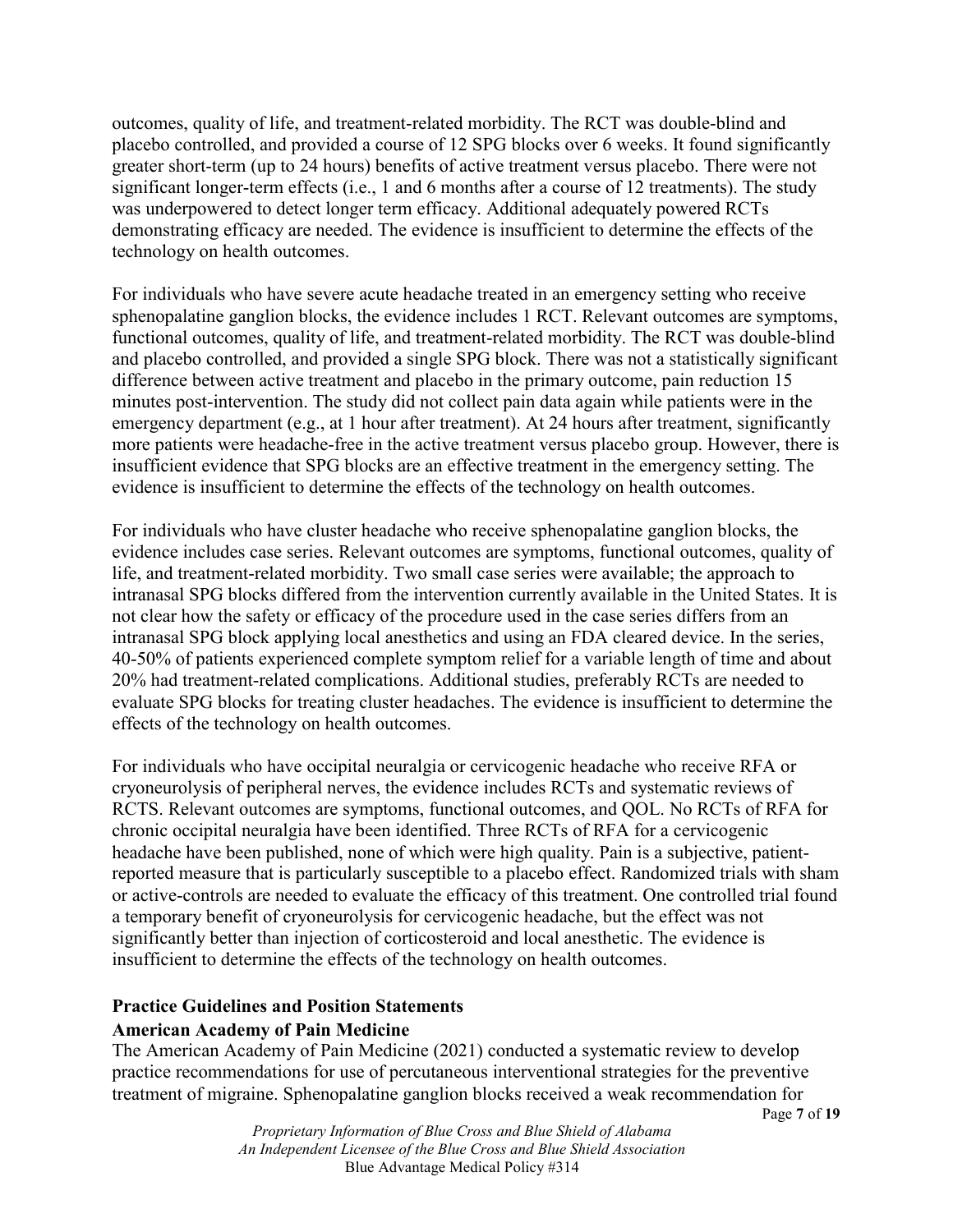outcomes, quality of life, and treatment-related morbidity. The RCT was double-blind and placebo controlled, and provided a course of 12 SPG blocks over 6 weeks. It found significantly greater short-term (up to 24 hours) benefits of active treatment versus placebo. There were not significant longer-term effects (i.e., 1 and 6 months after a course of 12 treatments). The study was underpowered to detect longer term efficacy. Additional adequately powered RCTs demonstrating efficacy are needed. The evidence is insufficient to determine the effects of the technology on health outcomes.

For individuals who have severe acute headache treated in an emergency setting who receive sphenopalatine ganglion blocks, the evidence includes 1 RCT. Relevant outcomes are symptoms, functional outcomes, quality of life, and treatment-related morbidity. The RCT was double-blind and placebo controlled, and provided a single SPG block. There was not a statistically significant difference between active treatment and placebo in the primary outcome, pain reduction 15 minutes post-intervention. The study did not collect pain data again while patients were in the emergency department (e.g., at 1 hour after treatment). At 24 hours after treatment, significantly more patients were headache-free in the active treatment versus placebo group. However, there is insufficient evidence that SPG blocks are an effective treatment in the emergency setting. The evidence is insufficient to determine the effects of the technology on health outcomes.

For individuals who have cluster headache who receive sphenopalatine ganglion blocks, the evidence includes case series. Relevant outcomes are symptoms, functional outcomes, quality of life, and treatment-related morbidity. Two small case series were available; the approach to intranasal SPG blocks differed from the intervention currently available in the United States. It is not clear how the safety or efficacy of the procedure used in the case series differs from an intranasal SPG block applying local anesthetics and using an FDA cleared device. In the series, 40-50% of patients experienced complete symptom relief for a variable length of time and about 20% had treatment-related complications. Additional studies, preferably RCTs are needed to evaluate SPG blocks for treating cluster headaches. The evidence is insufficient to determine the effects of the technology on health outcomes.

For individuals who have occipital neuralgia or cervicogenic headache who receive RFA or cryoneurolysis of peripheral nerves, the evidence includes RCTs and systematic reviews of RCTS. Relevant outcomes are symptoms, functional outcomes, and QOL. No RCTs of RFA for chronic occipital neuralgia have been identified. Three RCTs of RFA for a cervicogenic headache have been published, none of which were high quality. Pain is a subjective, patient-reported measure that is particularly susceptible to a placebo effect. Randomized trials with sham or active-controls are needed to evaluate the efficacy of this treatment. One controlled trial found a temporary benefit of cryoneurolysis for cervicogenic headache, but the effect was not significantly better than injection of corticosteroid and local anesthetic. The evidence is insufficient to determine the effects of the technology on health outcomes.

## Practice Guidelines and Position Statements

### American Academy of Pain Medicine

The American Academy of Pain Medicine (2021) conducted a systematic review to develop practice recommendations for use of percutaneous interventional strategies for the preventive treatment of migraine. Sphenopalatine ganglion blocks received a weak recommendation for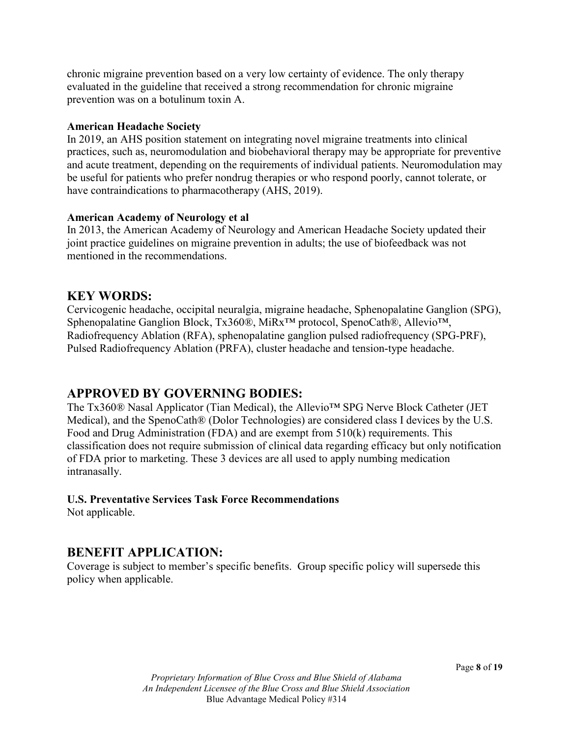chronic migraine prevention based on a very low certainty of evidence. The only therapy evaluated in the guideline that received a strong recommendation for chronic migraine prevention was on a botulinum toxin A.

**American Headache Society**

In 2019, an AHS position statement on integrating novel migraine treatments into clinical practices, such as, neuromodulation and biobehavioral therapy may be appropriate for preventive and acute treatment, depending on the requirements of individual patients. Neuromodulation may be useful for patients who prefer nondrug therapies or who respond poorly, cannot tolerate, or have contraindications to pharmacotherapy (AHS, 2019).

**American Academy of Neurology et al**

In 2013, the American Academy of Neurology and American Headache Society updated their joint practice guidelines on migraine prevention in adults; the use of biofeedback was not mentioned in the recommendations.

## KEY WORDS:

Cervicogenic headache, occipital neuralgia, migraine headache, Sphenopalatine Ganglion (SPG), Sphenopalatine Ganglion Block, Tx360®, MiRx™ protocol, SpenoCath®, Allevio™, Radiofrequency Ablation (RFA), sphenopalatine ganglion pulsed radiofrequency (SPG-PRF), Pulsed Radiofrequency Ablation (PRFA), cluster headache and tension-type headache.

## APPROVED BY GOVERNING BODIES:

The Tx360® Nasal Applicator (Tian Medical), the Allevio™ SPG Nerve Block Catheter (JET Medical), and the SpenoCath® (Dolor Technologies) are considered class I devices by the U.S. Food and Drug Administration (FDA) and are exempt from 510(k) requirements. This classification does not require submission of clinical data regarding efficacy but only notification of FDA prior to marketing. These 3 devices are all used to apply numbing medication intranasally.

**U.S. Preventative Services Task Force Recommendations**

Not applicable.

## BENEFIT APPLICATION:

Coverage is subject to member's specific benefits. Group specific policy will supersede this policy when applicable.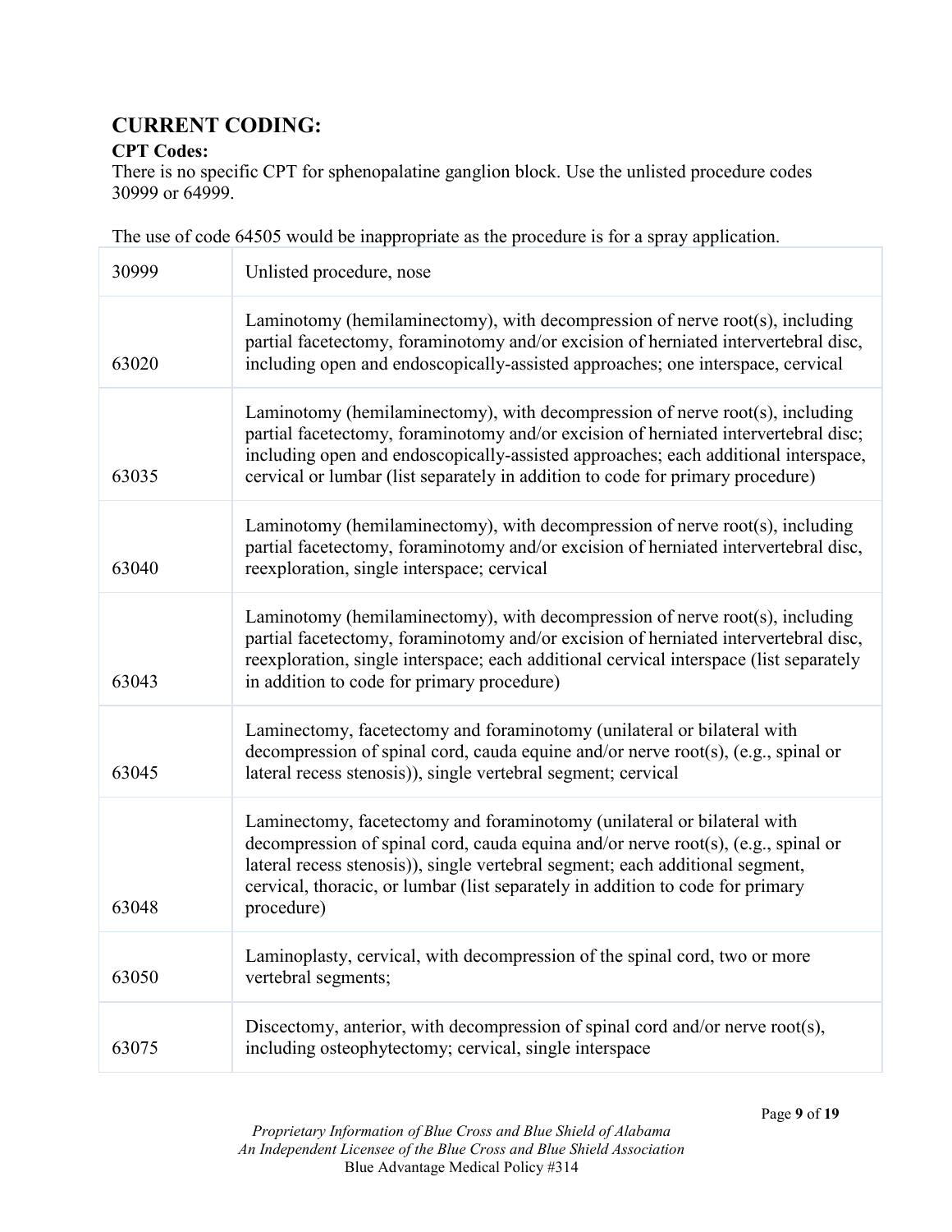## CURRENT CODING:

**CPT Codes:**

There is no specific CPT for sphenopalatine ganglion block. Use the unlisted procedure codes 30999 or 64999.

The use of code 64505 would be inappropriate as the procedure is for a spray application.

| | |
|---|---|
| 30999 | Unlisted procedure, nose |
| 63020 | Laminotomy (hemilaminectomy), with decompression of nerve root(s), including partial facetectomy, foraminotomy and/or excision of herniated intervertebral disc, including open and endoscopically-assisted approaches; one interspace, cervical |
| 63035 | Laminotomy (hemilaminectomy), with decompression of nerve root(s), including partial facetectomy, foraminotomy and/or excision of herniated intervertebral disc; including open and endoscopically-assisted approaches; each additional interspace, cervical or lumbar (list separately in addition to code for primary procedure) |
| 63040 | Laminotomy (hemilaminectomy), with decompression of nerve root(s), including partial facetectomy, foraminotomy and/or excision of herniated intervertebral disc, reexploration, single interspace; cervical |
| 63043 | Laminotomy (hemilaminectomy), with decompression of nerve root(s), including partial facetectomy, foraminotomy and/or excision of herniated intervertebral disc, reexploration, single interspace; each additional cervical interspace (list separately in addition to code for primary procedure) |
| 63045 | Laminectomy, facetectomy and foraminotomy (unilateral or bilateral with decompression of spinal cord, cauda equine and/or nerve root(s), (e.g., spinal or lateral recess stenosis)), single vertebral segment; cervical |
| 63048 | Laminectomy, facetectomy and foraminotomy (unilateral or bilateral with decompression of spinal cord, cauda equina and/or nerve root(s), (e.g., spinal or lateral recess stenosis)), single vertebral segment; each additional segment, cervical, thoracic, or lumbar (list separately in addition to code for primary procedure) |
| 63050 | Laminoplasty, cervical, with decompression of the spinal cord, two or more vertebral segments; |
| 63075 | Discectomy, anterior, with decompression of spinal cord and/or nerve root(s), including osteophytectomy; cervical, single interspace |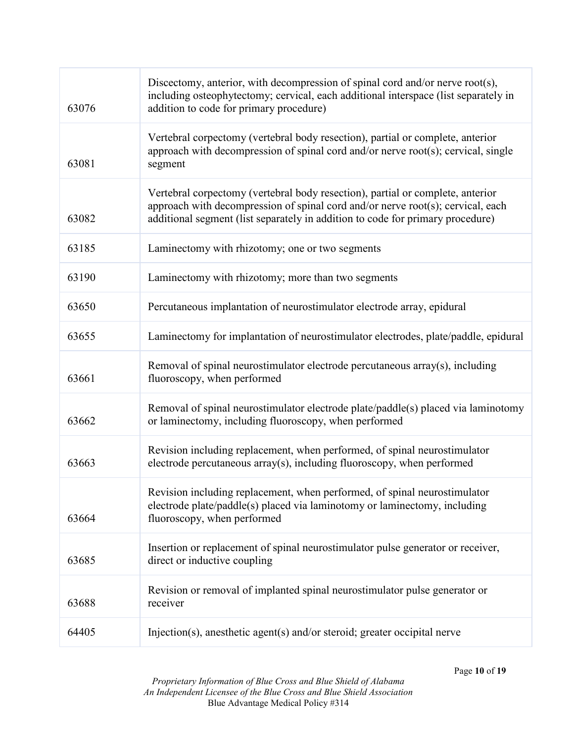| | |
|---|---|
| 63076 | Discectomy, anterior, with decompression of spinal cord and/or nerve root(s), including osteophytectomy; cervical, each additional interspace (list separately in addition to code for primary procedure) |
| 63081 | Vertebral corpectomy (vertebral body resection), partial or complete, anterior approach with decompression of spinal cord and/or nerve root(s); cervical, single segment |
| 63082 | Vertebral corpectomy (vertebral body resection), partial or complete, anterior approach with decompression of spinal cord and/or nerve root(s); cervical, each additional segment (list separately in addition to code for primary procedure) |
| 63185 | Laminectomy with rhizotomy; one or two segments |
| 63190 | Laminectomy with rhizotomy; more than two segments |
| 63650 | Percutaneous implantation of neurostimulator electrode array, epidural |
| 63655 | Laminectomy for implantation of neurostimulator electrodes, plate/paddle, epidural |
| 63661 | Removal of spinal neurostimulator electrode percutaneous array(s), including fluoroscopy, when performed |
| 63662 | Removal of spinal neurostimulator electrode plate/paddle(s) placed via laminotomy or laminectomy, including fluoroscopy, when performed |
| 63663 | Revision including replacement, when performed, of spinal neurostimulator electrode percutaneous array(s), including fluoroscopy, when performed |
| 63664 | Revision including replacement, when performed, of spinal neurostimulator electrode plate/paddle(s) placed via laminotomy or laminectomy, including fluoroscopy, when performed |
| 63685 | Insertion or replacement of spinal neurostimulator pulse generator or receiver, direct or inductive coupling |
| 63688 | Revision or removal of implanted spinal neurostimulator pulse generator or receiver |
| 64405 | Injection(s), anesthetic agent(s) and/or steroid; greater occipital nerve |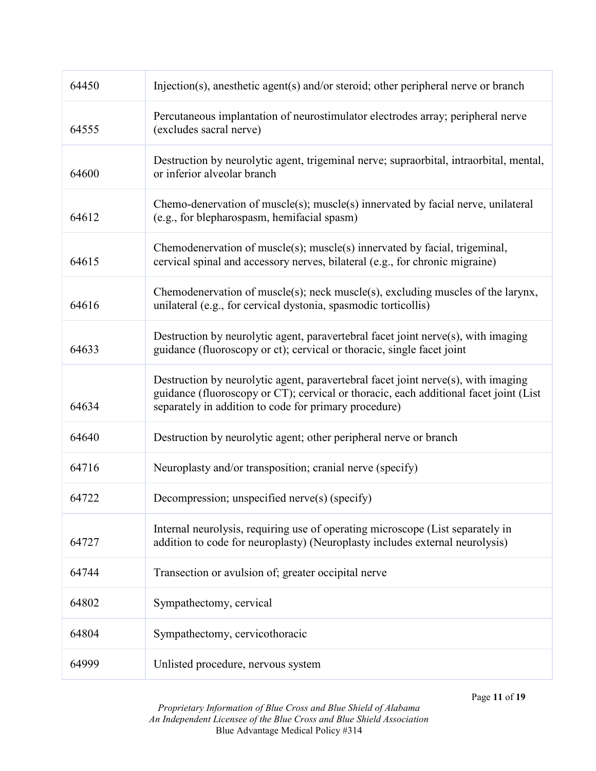| | |
|---|---|
| 64450 | Injection(s), anesthetic agent(s) and/or steroid; other peripheral nerve or branch |
| 64555 | Percutaneous implantation of neurostimulator electrodes array; peripheral nerve (excludes sacral nerve) |
| 64600 | Destruction by neurolytic agent, trigeminal nerve; supraorbital, intraorbital, mental, or inferior alveolar branch |
| 64612 | Chemo-denervation of muscle(s); muscle(s) innervated by facial nerve, unilateral (e.g., for blepharospasm, hemifacial spasm) |
| 64615 | Chemodenervation of muscle(s); muscle(s) innervated by facial, trigeminal, cervical spinal and accessory nerves, bilateral (e.g., for chronic migraine) |
| 64616 | Chemodenervation of muscle(s); neck muscle(s), excluding muscles of the larynx, unilateral (e.g., for cervical dystonia, spasmodic torticollis) |
| 64633 | Destruction by neurolytic agent, paravertebral facet joint nerve(s), with imaging guidance (fluoroscopy or ct); cervical or thoracic, single facet joint |
| 64634 | Destruction by neurolytic agent, paravertebral facet joint nerve(s), with imaging guidance (fluoroscopy or CT); cervical or thoracic, each additional facet joint (List separately in addition to code for primary procedure) |
| 64640 | Destruction by neurolytic agent; other peripheral nerve or branch |
| 64716 | Neuroplasty and/or transposition; cranial nerve (specify) |
| 64722 | Decompression; unspecified nerve(s) (specify) |
| 64727 | Internal neurolysis, requiring use of operating microscope (List separately in addition to code for neuroplasty) (Neuroplasty includes external neurolysis) |
| 64744 | Transection or avulsion of; greater occipital nerve |
| 64802 | Sympathectomy, cervical |
| 64804 | Sympathectomy, cervicothoracic |
| 64999 | Unlisted procedure, nervous system |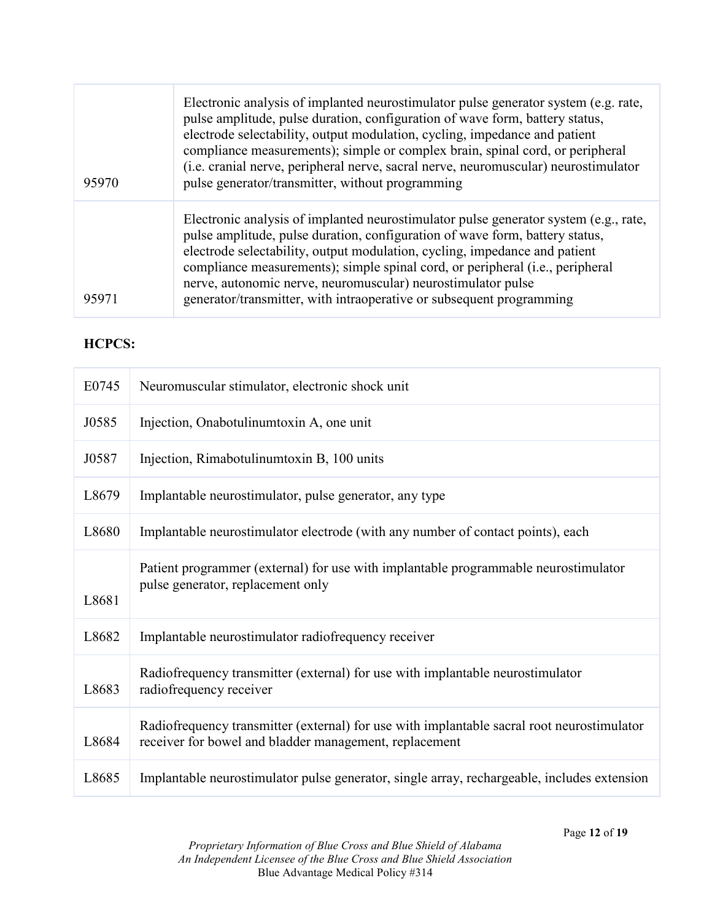| | |
|---|---|
| 95970 | Electronic analysis of implanted neurostimulator pulse generator system (e.g. rate, pulse amplitude, pulse duration, configuration of wave form, battery status, electrode selectability, output modulation, cycling, impedance and patient compliance measurements); simple or complex brain, spinal cord, or peripheral (i.e. cranial nerve, peripheral nerve, sacral nerve, neuromuscular) neurostimulator pulse generator/transmitter, without programming |
| 95971 | Electronic analysis of implanted neurostimulator pulse generator system (e.g., rate, pulse amplitude, pulse duration, configuration of wave form, battery status, electrode selectability, output modulation, cycling, impedance and patient compliance measurements); simple spinal cord, or peripheral (i.e., peripheral nerve, autonomic nerve, neuromuscular) neurostimulator pulse generator/transmitter, with intraoperative or subsequent programming |

**HCPCS:**

| | |
|---|---|
| E0745 | Neuromuscular stimulator, electronic shock unit |
| J0585 | Injection, Onabotulinumtoxin A, one unit |
| J0587 | Injection, Rimabotulinumtoxin B, 100 units |
| L8679 | Implantable neurostimulator, pulse generator, any type |
| L8680 | Implantable neurostimulator electrode (with any number of contact points), each |
| L8681 | Patient programmer (external) for use with implantable programmable neurostimulator pulse generator, replacement only |
| L8682 | Implantable neurostimulator radiofrequency receiver |
| L8683 | Radiofrequency transmitter (external) for use with implantable neurostimulator radiofrequency receiver |
| L8684 | Radiofrequency transmitter (external) for use with implantable sacral root neurostimulator receiver for bowel and bladder management, replacement |
| L8685 | Implantable neurostimulator pulse generator, single array, rechargeable, includes extension |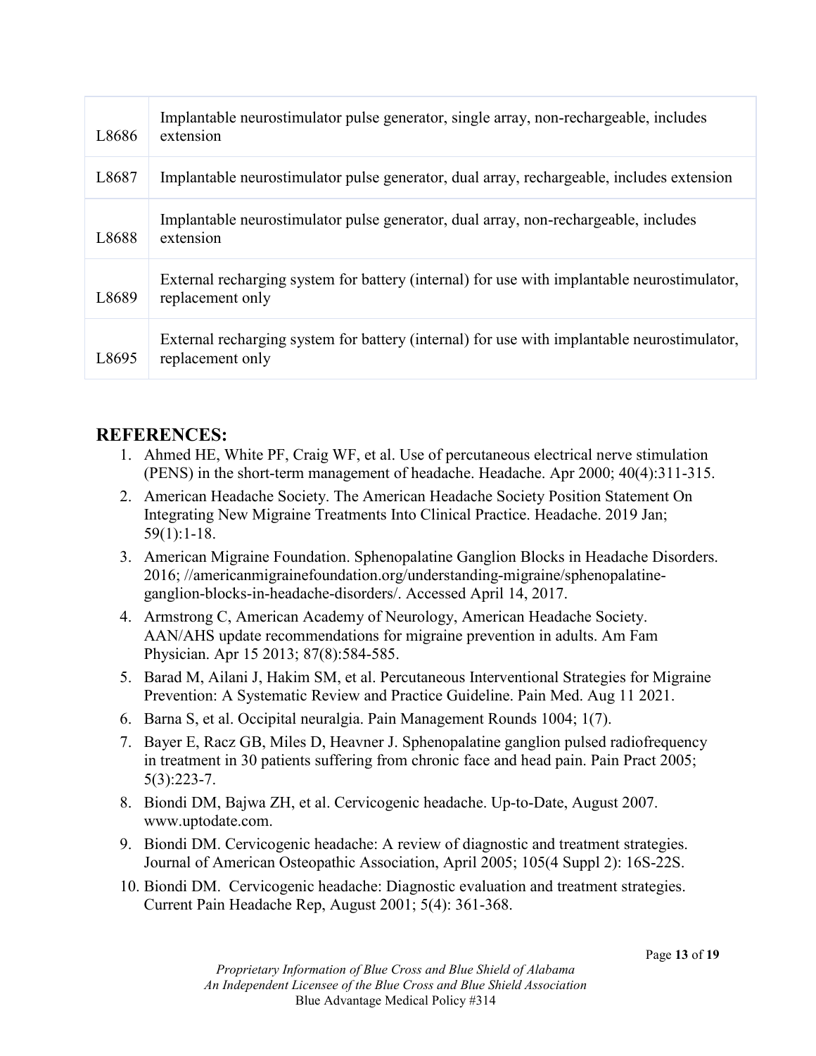| | |
|---|---|
| L8686 | Implantable neurostimulator pulse generator, single array, non-rechargeable, includes extension |
| L8687 | Implantable neurostimulator pulse generator, dual array, rechargeable, includes extension |
| L8688 | Implantable neurostimulator pulse generator, dual array, non-rechargeable, includes extension |
| L8689 | External recharging system for battery (internal) for use with implantable neurostimulator, replacement only |
| L8695 | External recharging system for battery (internal) for use with implantable neurostimulator, replacement only |

## REFERENCES:

1. Ahmed HE, White PF, Craig WF, et al. Use of percutaneous electrical nerve stimulation (PENS) in the short-term management of headache. Headache. Apr 2000; 40(4):311-315.
2. American Headache Society. The American Headache Society Position Statement On Integrating New Migraine Treatments Into Clinical Practice. Headache. 2019 Jan; 59(1):1-18.
3. American Migraine Foundation. Sphenopalatine Ganglion Blocks in Headache Disorders. 2016; //americanmigrainefoundation.org/understanding-migraine/sphenopalatine-ganglion-blocks-in-headache-disorders/. Accessed April 14, 2017.
4. Armstrong C, American Academy of Neurology, American Headache Society. AAN/AHS update recommendations for migraine prevention in adults. Am Fam Physician. Apr 15 2013; 87(8):584-585.
5. Barad M, Ailani J, Hakim SM, et al. Percutaneous Interventional Strategies for Migraine Prevention: A Systematic Review and Practice Guideline. Pain Med. Aug 11 2021.
6. Barna S, et al. Occipital neuralgia. Pain Management Rounds 1004; 1(7).
7. Bayer E, Racz GB, Miles D, Heavner J. Sphenopalatine ganglion pulsed radiofrequency in treatment in 30 patients suffering from chronic face and head pain. Pain Pract 2005; 5(3):223-7.
8. Biondi DM, Bajwa ZH, et al. Cervicogenic headache. Up-to-Date, August 2007. www.uptodate.com.
9. Biondi DM. Cervicogenic headache: A review of diagnostic and treatment strategies. Journal of American Osteopathic Association, April 2005; 105(4 Suppl 2): 16S-22S.
10. Biondi DM. Cervicogenic headache: Diagnostic evaluation and treatment strategies. Current Pain Headache Rep, August 2001; 5(4): 361-368.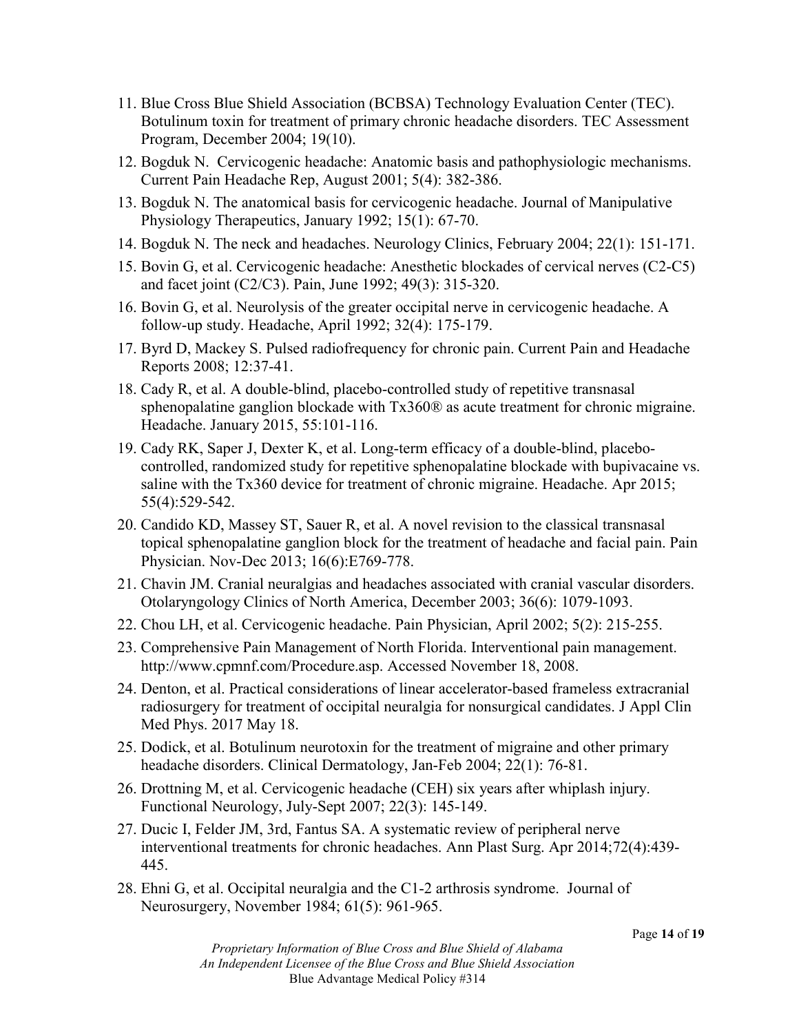11. Blue Cross Blue Shield Association (BCBSA) Technology Evaluation Center (TEC). Botulinum toxin for treatment of primary chronic headache disorders. TEC Assessment Program, December 2004; 19(10).
12. Bogduk N. Cervicogenic headache: Anatomic basis and pathophysiologic mechanisms. Current Pain Headache Rep, August 2001; 5(4): 382-386.
13. Bogduk N. The anatomical basis for cervicogenic headache. Journal of Manipulative Physiology Therapeutics, January 1992; 15(1): 67-70.
14. Bogduk N. The neck and headaches. Neurology Clinics, February 2004; 22(1): 151-171.
15. Bovin G, et al. Cervicogenic headache: Anesthetic blockades of cervical nerves (C2-C5) and facet joint (C2/C3). Pain, June 1992; 49(3): 315-320.
16. Bovin G, et al. Neurolysis of the greater occipital nerve in cervicogenic headache. A follow-up study. Headache, April 1992; 32(4): 175-179.
17. Byrd D, Mackey S. Pulsed radiofrequency for chronic pain. Current Pain and Headache Reports 2008; 12:37-41.
18. Cady R, et al. A double-blind, placebo-controlled study of repetitive transnasal sphenopalatine ganglion blockade with Tx360® as acute treatment for chronic migraine. Headache. January 2015, 55:101-116.
19. Cady RK, Saper J, Dexter K, et al. Long-term efficacy of a double-blind, placebo-controlled, randomized study for repetitive sphenopalatine blockade with bupivacaine vs. saline with the Tx360 device for treatment of chronic migraine. Headache. Apr 2015; 55(4):529-542.
20. Candido KD, Massey ST, Sauer R, et al. A novel revision to the classical transnasal topical sphenopalatine ganglion block for the treatment of headache and facial pain. Pain Physician. Nov-Dec 2013; 16(6):E769-778.
21. Chavin JM. Cranial neuralgias and headaches associated with cranial vascular disorders. Otolaryngology Clinics of North America, December 2003; 36(6): 1079-1093.
22. Chou LH, et al. Cervicogenic headache. Pain Physician, April 2002; 5(2): 215-255.
23. Comprehensive Pain Management of North Florida. Interventional pain management. http://www.cpmnf.com/Procedure.asp. Accessed November 18, 2008.
24. Denton, et al. Practical considerations of linear accelerator-based frameless extracranial radiosurgery for treatment of occipital neuralgia for nonsurgical candidates. J Appl Clin Med Phys. 2017 May 18.
25. Dodick, et al. Botulinum neurotoxin for the treatment of migraine and other primary headache disorders. Clinical Dermatology, Jan-Feb 2004; 22(1): 76-81.
26. Drottning M, et al. Cervicogenic headache (CEH) six years after whiplash injury. Functional Neurology, July-Sept 2007; 22(3): 145-149.
27. Ducic I, Felder JM, 3rd, Fantus SA. A systematic review of peripheral nerve interventional treatments for chronic headaches. Ann Plast Surg. Apr 2014;72(4):439-445.
28. Ehni G, et al. Occipital neuralgia and the C1-2 arthrosis syndrome. Journal of Neurosurgery, November 1984; 61(5): 961-965.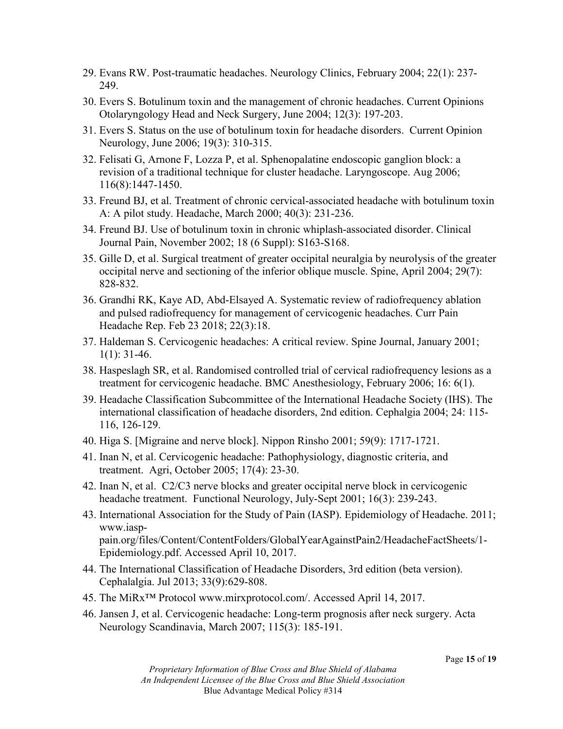29. Evans RW. Post-traumatic headaches. Neurology Clinics, February 2004; 22(1): 237-249.
30. Evers S. Botulinum toxin and the management of chronic headaches. Current Opinions Otolaryngology Head and Neck Surgery, June 2004; 12(3): 197-203.
31. Evers S. Status on the use of botulinum toxin for headache disorders. Current Opinion Neurology, June 2006; 19(3): 310-315.
32. Felisati G, Arnone F, Lozza P, et al. Sphenopalatine endoscopic ganglion block: a revision of a traditional technique for cluster headache. Laryngoscope. Aug 2006; 116(8):1447-1450.
33. Freund BJ, et al. Treatment of chronic cervical-associated headache with botulinum toxin A: A pilot study. Headache, March 2000; 40(3): 231-236.
34. Freund BJ. Use of botulinum toxin in chronic whiplash-associated disorder. Clinical Journal Pain, November 2002; 18 (6 Suppl): S163-S168.
35. Gille D, et al. Surgical treatment of greater occipital neuralgia by neurolysis of the greater occipital nerve and sectioning of the inferior oblique muscle. Spine, April 2004; 29(7): 828-832.
36. Grandhi RK, Kaye AD, Abd-Elsayed A. Systematic review of radiofrequency ablation and pulsed radiofrequency for management of cervicogenic headaches. Curr Pain Headache Rep. Feb 23 2018; 22(3):18.
37. Haldeman S. Cervicogenic headaches: A critical review. Spine Journal, January 2001; 1(1): 31-46.
38. Haspeslagh SR, et al. Randomised controlled trial of cervical radiofrequency lesions as a treatment for cervicogenic headache. BMC Anesthesiology, February 2006; 16: 6(1).
39. Headache Classification Subcommittee of the International Headache Society (IHS). The international classification of headache disorders, 2nd edition. Cephalgia 2004; 24: 115-116, 126-129.
40. Higa S. [Migraine and nerve block]. Nippon Rinsho 2001; 59(9): 1717-1721.
41. Inan N, et al. Cervicogenic headache: Pathophysiology, diagnostic criteria, and treatment. Agri, October 2005; 17(4): 23-30.
42. Inan N, et al. C2/C3 nerve blocks and greater occipital nerve block in cervicogenic headache treatment. Functional Neurology, July-Sept 2001; 16(3): 239-243.
43. International Association for the Study of Pain (IASP). Epidemiology of Headache. 2011; www.iasp-pain.org/files/Content/ContentFolders/GlobalYearAgainstPain2/HeadacheFactSheets/1-Epidemiology.pdf. Accessed April 10, 2017.
44. The International Classification of Headache Disorders, 3rd edition (beta version). Cephalalgia. Jul 2013; 33(9):629-808.
45. The MiRx™ Protocol www.mirxprotocol.com/. Accessed April 14, 2017.
46. Jansen J, et al. Cervicogenic headache: Long-term prognosis after neck surgery. Acta Neurology Scandinavia, March 2007; 115(3): 185-191.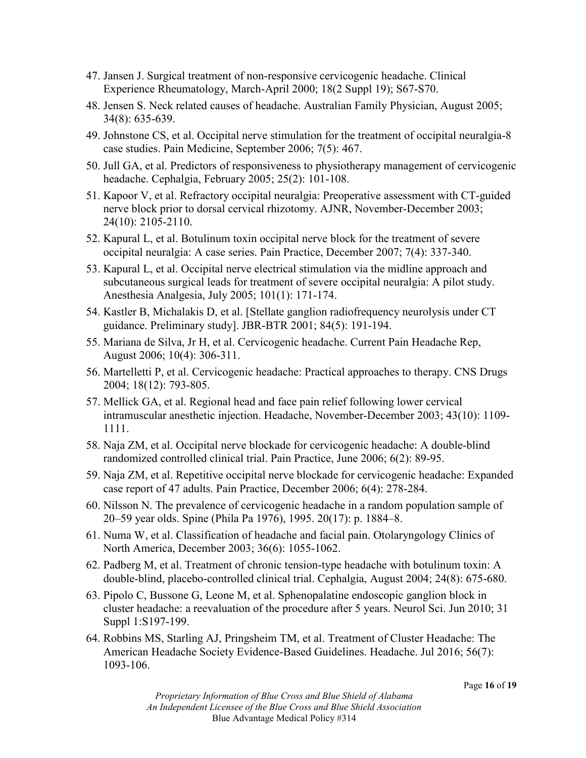47. Jansen J. Surgical treatment of non-responsive cervicogenic headache. Clinical Experience Rheumatology, March-April 2000; 18(2 Suppl 19); S67-S70.
48. Jensen S. Neck related causes of headache. Australian Family Physician, August 2005; 34(8): 635-639.
49. Johnstone CS, et al. Occipital nerve stimulation for the treatment of occipital neuralgia-8 case studies. Pain Medicine, September 2006; 7(5): 467.
50. Jull GA, et al. Predictors of responsiveness to physiotherapy management of cervicogenic headache. Cephalgia, February 2005; 25(2): 101-108.
51. Kapoor V, et al. Refractory occipital neuralgia: Preoperative assessment with CT-guided nerve block prior to dorsal cervical rhizotomy. AJNR, November-December 2003; 24(10): 2105-2110.
52. Kapural L, et al. Botulinum toxin occipital nerve block for the treatment of severe occipital neuralgia: A case series. Pain Practice, December 2007; 7(4): 337-340.
53. Kapural L, et al. Occipital nerve electrical stimulation via the midline approach and subcutaneous surgical leads for treatment of severe occipital neuralgia: A pilot study. Anesthesia Analgesia, July 2005; 101(1): 171-174.
54. Kastler B, Michalakis D, et al. [Stellate ganglion radiofrequency neurolysis under CT guidance. Preliminary study]. JBR-BTR 2001; 84(5): 191-194.
55. Mariana de Silva, Jr H, et al. Cervicogenic headache. Current Pain Headache Rep, August 2006; 10(4): 306-311.
56. Martelletti P, et al. Cervicogenic headache: Practical approaches to therapy. CNS Drugs 2004; 18(12): 793-805.
57. Mellick GA, et al. Regional head and face pain relief following lower cervical intramuscular anesthetic injection. Headache, November-December 2003; 43(10): 1109-1111.
58. Naja ZM, et al. Occipital nerve blockade for cervicogenic headache: A double-blind randomized controlled clinical trial. Pain Practice, June 2006; 6(2): 89-95.
59. Naja ZM, et al. Repetitive occipital nerve blockade for cervicogenic headache: Expanded case report of 47 adults. Pain Practice, December 2006; 6(4): 278-284.
60. Nilsson N. The prevalence of cervicogenic headache in a random population sample of 20–59 year olds. Spine (Phila Pa 1976), 1995. 20(17): p. 1884–8.
61. Numa W, et al. Classification of headache and facial pain. Otolaryngology Clinics of North America, December 2003; 36(6): 1055-1062.
62. Padberg M, et al. Treatment of chronic tension-type headache with botulinum toxin: A double-blind, placebo-controlled clinical trial. Cephalgia, August 2004; 24(8): 675-680.
63. Pipolo C, Bussone G, Leone M, et al. Sphenopalatine endoscopic ganglion block in cluster headache: a reevaluation of the procedure after 5 years. Neurol Sci. Jun 2010; 31 Suppl 1:S197-199.
64. Robbins MS, Starling AJ, Pringsheim TM, et al. Treatment of Cluster Headache: The American Headache Society Evidence-Based Guidelines. Headache. Jul 2016; 56(7): 1093-106.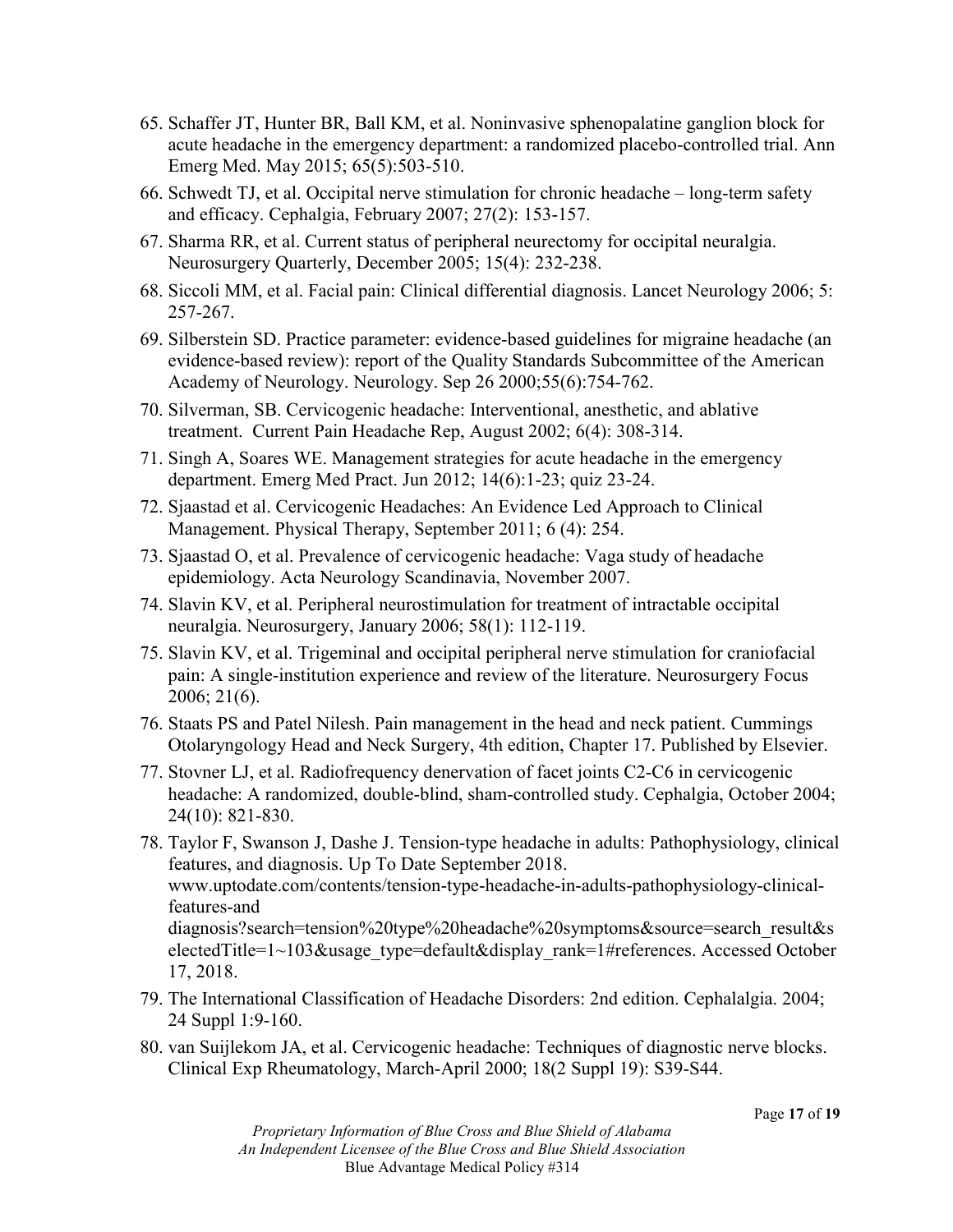65. Schaffer JT, Hunter BR, Ball KM, et al. Noninvasive sphenopalatine ganglion block for acute headache in the emergency department: a randomized placebo-controlled trial. Ann Emerg Med. May 2015; 65(5):503-510.
66. Schwedt TJ, et al. Occipital nerve stimulation for chronic headache – long-term safety and efficacy. Cephalgia, February 2007; 27(2): 153-157.
67. Sharma RR, et al. Current status of peripheral neurectomy for occipital neuralgia. Neurosurgery Quarterly, December 2005; 15(4): 232-238.
68. Siccoli MM, et al. Facial pain: Clinical differential diagnosis. Lancet Neurology 2006; 5: 257-267.
69. Silberstein SD. Practice parameter: evidence-based guidelines for migraine headache (an evidence-based review): report of the Quality Standards Subcommittee of the American Academy of Neurology. Neurology. Sep 26 2000;55(6):754-762.
70. Silverman, SB. Cervicogenic headache: Interventional, anesthetic, and ablative treatment. Current Pain Headache Rep, August 2002; 6(4): 308-314.
71. Singh A, Soares WE. Management strategies for acute headache in the emergency department. Emerg Med Pract. Jun 2012; 14(6):1-23; quiz 23-24.
72. Sjaastad et al. Cervicogenic Headaches: An Evidence Led Approach to Clinical Management. Physical Therapy, September 2011; 6 (4): 254.
73. Sjaastad O, et al. Prevalence of cervicogenic headache: Vaga study of headache epidemiology. Acta Neurology Scandinavia, November 2007.
74. Slavin KV, et al. Peripheral neurostimulation for treatment of intractable occipital neuralgia. Neurosurgery, January 2006; 58(1): 112-119.
75. Slavin KV, et al. Trigeminal and occipital peripheral nerve stimulation for craniofacial pain: A single-institution experience and review of the literature. Neurosurgery Focus 2006; 21(6).
76. Staats PS and Patel Nilesh. Pain management in the head and neck patient. Cummings Otolaryngology Head and Neck Surgery, 4th edition, Chapter 17. Published by Elsevier.
77. Stovner LJ, et al. Radiofrequency denervation of facet joints C2-C6 in cervicogenic headache: A randomized, double-blind, sham-controlled study. Cephalgia, October 2004; 24(10): 821-830.
78. Taylor F, Swanson J, Dashe J. Tension-type headache in adults: Pathophysiology, clinical features, and diagnosis. Up To Date September 2018. www.uptodate.com/contents/tension-type-headache-in-adults-pathophysiology-clinical-features-and diagnosis?search=tension%20type%20headache%20symptoms&source=search_result&selectedTitle=1~103&usage_type=default&display_rank=1#references. Accessed October 17, 2018.
79. The International Classification of Headache Disorders: 2nd edition. Cephalalgia. 2004; 24 Suppl 1:9-160.
80. van Suijlekom JA, et al. Cervicogenic headache: Techniques of diagnostic nerve blocks. Clinical Exp Rheumatology, March-April 2000; 18(2 Suppl 19): S39-S44.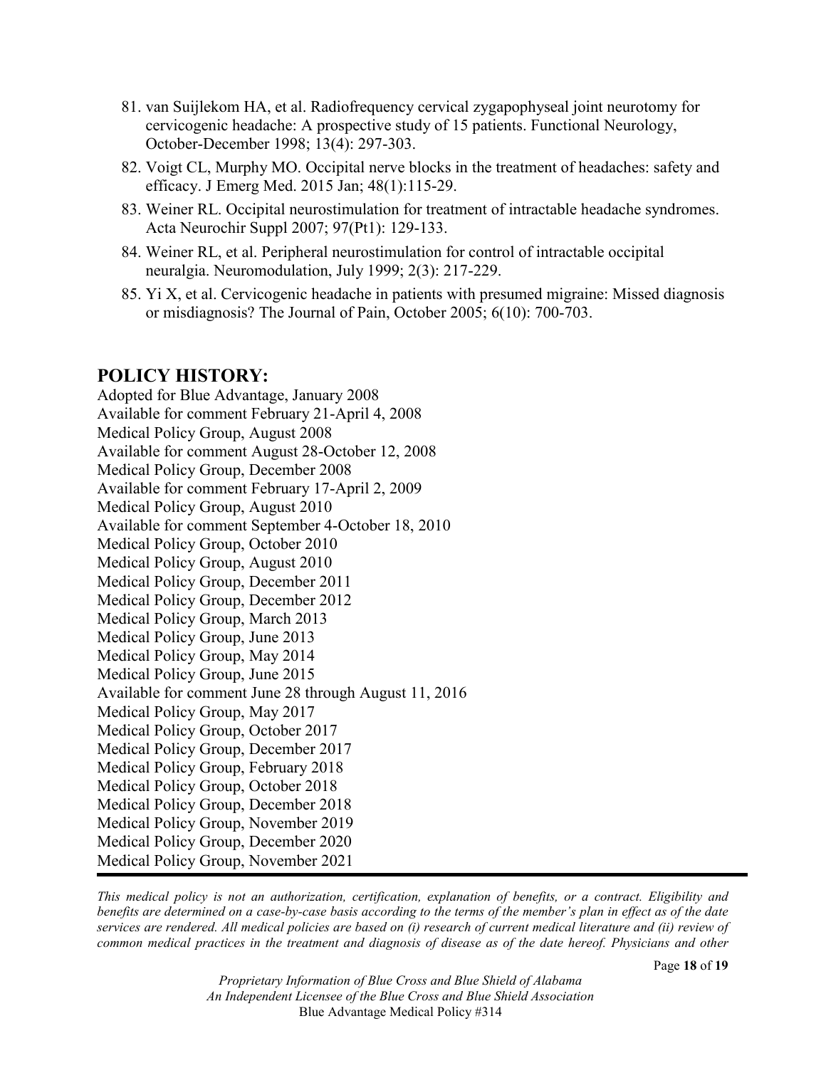81. van Suijlekom HA, et al. Radiofrequency cervical zygapophyseal joint neurotomy for cervicogenic headache: A prospective study of 15 patients. Functional Neurology, October-December 1998; 13(4): 297-303.
82. Voigt CL, Murphy MO. Occipital nerve blocks in the treatment of headaches: safety and efficacy. J Emerg Med. 2015 Jan; 48(1):115-29.
83. Weiner RL. Occipital neurostimulation for treatment of intractable headache syndromes. Acta Neurochir Suppl 2007; 97(Pt1): 129-133.
84. Weiner RL, et al. Peripheral neurostimulation for control of intractable occipital neuralgia. Neuromodulation, July 1999; 2(3): 217-229.
85. Yi X, et al. Cervicogenic headache in patients with presumed migraine: Missed diagnosis or misdiagnosis? The Journal of Pain, October 2005; 6(10): 700-703.

## POLICY HISTORY:

Adopted for Blue Advantage, January 2008
Available for comment February 21-April 4, 2008
Medical Policy Group, August 2008
Available for comment August 28-October 12, 2008
Medical Policy Group, December 2008
Available for comment February 17-April 2, 2009
Medical Policy Group, August 2010
Available for comment September 4-October 18, 2010
Medical Policy Group, October 2010
Medical Policy Group, August 2010
Medical Policy Group, December 2011
Medical Policy Group, December 2012
Medical Policy Group, March 2013
Medical Policy Group, June 2013
Medical Policy Group, May 2014
Medical Policy Group, June 2015
Available for comment June 28 through August 11, 2016
Medical Policy Group, May 2017
Medical Policy Group, October 2017
Medical Policy Group, December 2017
Medical Policy Group, February 2018
Medical Policy Group, October 2018
Medical Policy Group, December 2018
Medical Policy Group, November 2019
Medical Policy Group, December 2020
Medical Policy Group, November 2021

*This medical policy is not an authorization, certification, explanation of benefits, or a contract. Eligibility and benefits are determined on a case-by-case basis according to the terms of the member's plan in effect as of the date services are rendered. All medical policies are based on (i) research of current medical literature and (ii) review of common medical practices in the treatment and diagnosis of disease as of the date hereof. Physicians and other*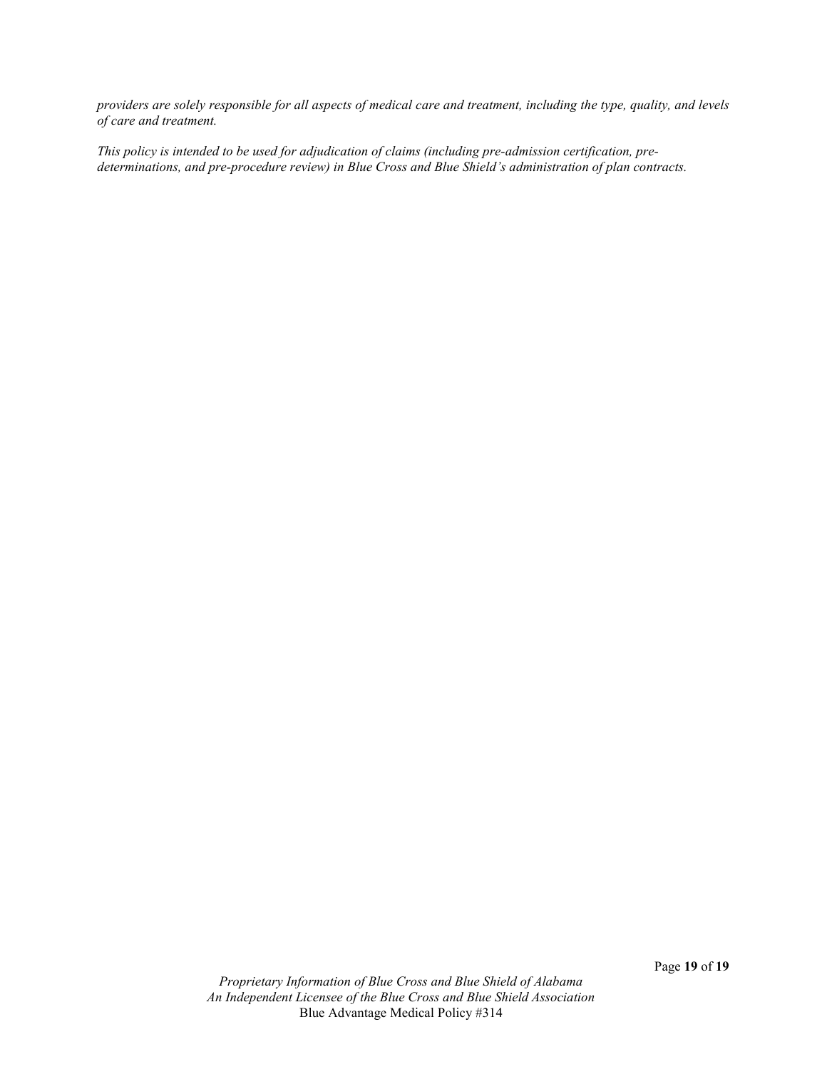*providers are solely responsible for all aspects of medical care and treatment, including the type, quality, and levels of care and treatment.*

*This policy is intended to be used for adjudication of claims (including pre-admission certification, pre-determinations, and pre-procedure review) in Blue Cross and Blue Shield's administration of plan contracts.*